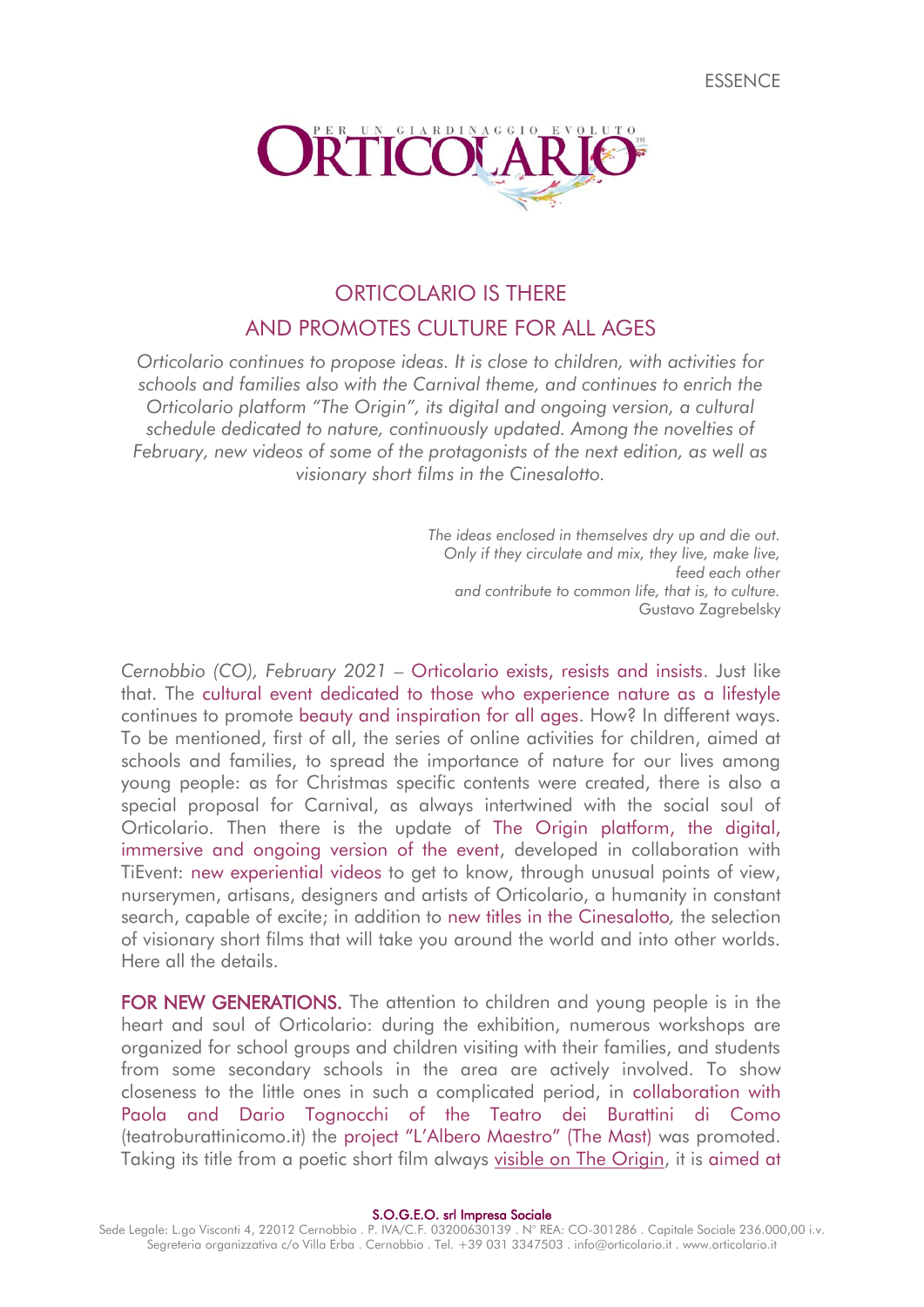ESSENCE

ORTICOLARIO — PER UN GIARDINAGGIO EVOLUTO

# ORTICOLARIO IS THERE AND PROMOTES CULTURE FOR ALL AGES

*Orticolario continues to propose ideas. It is close to children, with activities for schools and families also with the Carnival theme, and continues to enrich the Orticolario platform "The Origin", its digital and ongoing version, a cultural schedule dedicated to nature, continuously updated. Among the novelties of February, new videos of some of the protagonists of the next edition, as well as visionary short films in the Cinesalotto.*

> *The ideas enclosed in themselves dry up and die out.*
> *Only if they circulate and mix, they live, make live,*
> *feed each other*
> *and contribute to common life, that is, to culture.*
> Gustavo Zagrebelsky

*Cernobbio (CO), February 2021* – Orticolario exists, resists and insists. Just like that. The cultural event dedicated to those who experience nature as a lifestyle continues to promote beauty and inspiration for all ages. How? In different ways. To be mentioned, first of all, the series of online activities for children, aimed at schools and families, to spread the importance of nature for our lives among young people: as for Christmas specific contents were created, there is also a special proposal for Carnival, as always intertwined with the social soul of Orticolario. Then there is the update of The Origin platform, the digital, immersive and ongoing version of the event, developed in collaboration with TiEvent: new experiential videos to get to know, through unusual points of view, nurserymen, artisans, designers and artists of Orticolario, a humanity in constant search, capable of excite; in addition to new titles in the Cinesalotto*,* the selection of visionary short films that will take you around the world and into other worlds. Here all the details.

**FOR NEW GENERATIONS.** The attention to children and young people is in the heart and soul of Orticolario: during the exhibition, numerous workshops are organized for school groups and children visiting with their families, and students from some secondary schools in the area are actively involved. To show closeness to the little ones in such a complicated period, in collaboration with Paola and Dario Tognocchi of the Teatro dei Burattini di Como (teatroburattinicomo.it) the project "L'Albero Maestro" (The Mast) was promoted. Taking its title from a poetic short film always visible on The Origin, it is aimed at

S.O.G.E.O. srl Impresa Sociale
Sede Legale: L.go Visconti 4, 22012 Cernobbio . P. IVA/C.F. 03200630139 . N° REA: CO-301286 . Capitale Sociale 236.000,00 i.v.
Segreteria organizzativa c/o Villa Erba . Cernobbio . Tel. +39 031 3347503 . info@orticolario.it . www.orticolario.it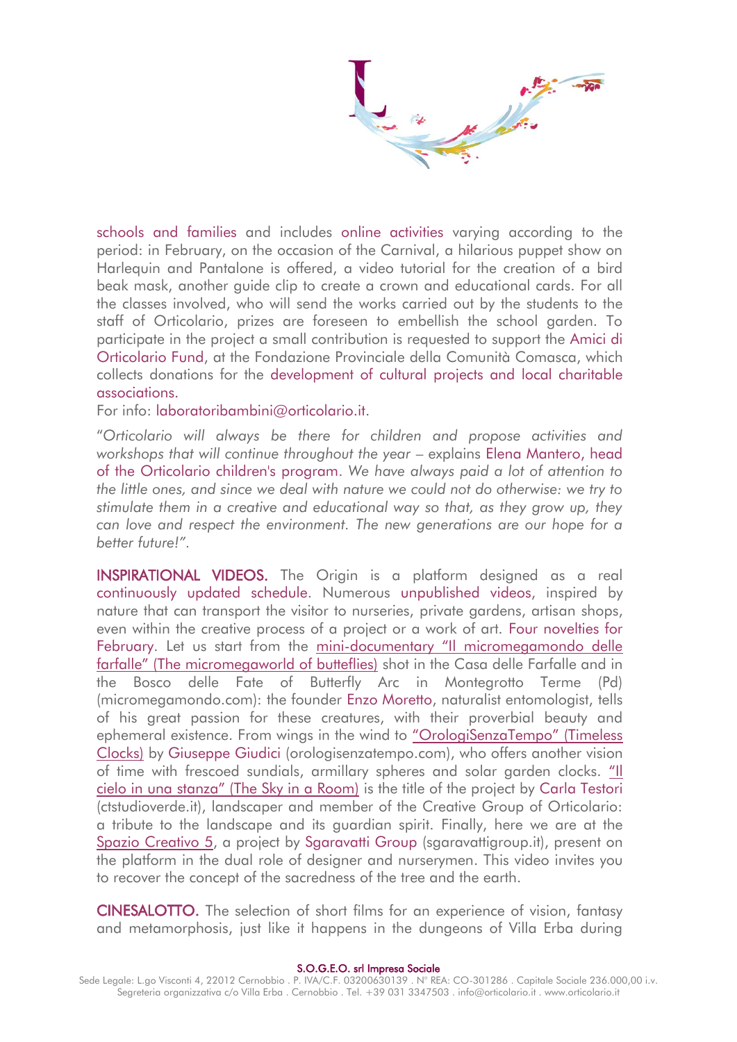schools and families and includes online activities varying according to the period: in February, on the occasion of the Carnival, a hilarious puppet show on Harlequin and Pantalone is offered, a video tutorial for the creation of a bird beak mask, another guide clip to create a crown and educational cards. For all the classes involved, who will send the works carried out by the students to the staff of Orticolario, prizes are foreseen to embellish the school garden. To participate in the project a small contribution is requested to support the Amici di Orticolario Fund, at the Fondazione Provinciale della Comunità Comasca, which collects donations for the development of cultural projects and local charitable associations.
For info: laboratoribambini@orticolario.it.

"*Orticolario will always be there for children and propose activities and workshops that will continue throughout the year* – explains Elena Mantero, head of the Orticolario children's program. *We have always paid a lot of attention to the little ones, and since we deal with nature we could not do otherwise: we try to stimulate them in a creative and educational way so that, as they grow up, they can love and respect the environment. The new generations are our hope for a better future!*".

**INSPIRATIONAL VIDEOS.** The Origin is a platform designed as a real continuously updated schedule. Numerous unpublished videos, inspired by nature that can transport the visitor to nurseries, private gardens, artisan shops, even within the creative process of a project or a work of art. Four novelties for February. Let us start from the mini-documentary "Il micromegamondo delle farfalle" (The micromegaworld of butteflies) shot in the Casa delle Farfalle and in the Bosco delle Fate of Butterfly Arc in Montegrotto Terme (Pd) (micromegamondo.com): the founder Enzo Moretto, naturalist entomologist, tells of his great passion for these creatures, with their proverbial beauty and ephemeral existence. From wings in the wind to "OrologiSenzaTempo" (Timeless Clocks) by Giuseppe Giudici (orologisenzatempo.com), who offers another vision of time with frescoed sundials, armillary spheres and solar garden clocks. "Il cielo in una stanza" (The Sky in a Room) is the title of the project by Carla Testori (ctstudioverde.it), landscaper and member of the Creative Group of Orticolario: a tribute to the landscape and its guardian spirit. Finally, here we are at the Spazio Creativo 5, a project by Sgaravatti Group (sgaravattigroup.it), present on the platform in the dual role of designer and nurserymen. This video invites you to recover the concept of the sacredness of the tree and the earth.

**CINESALOTTO.** The selection of short films for an experience of vision, fantasy and metamorphosis, just like it happens in the dungeons of Villa Erba during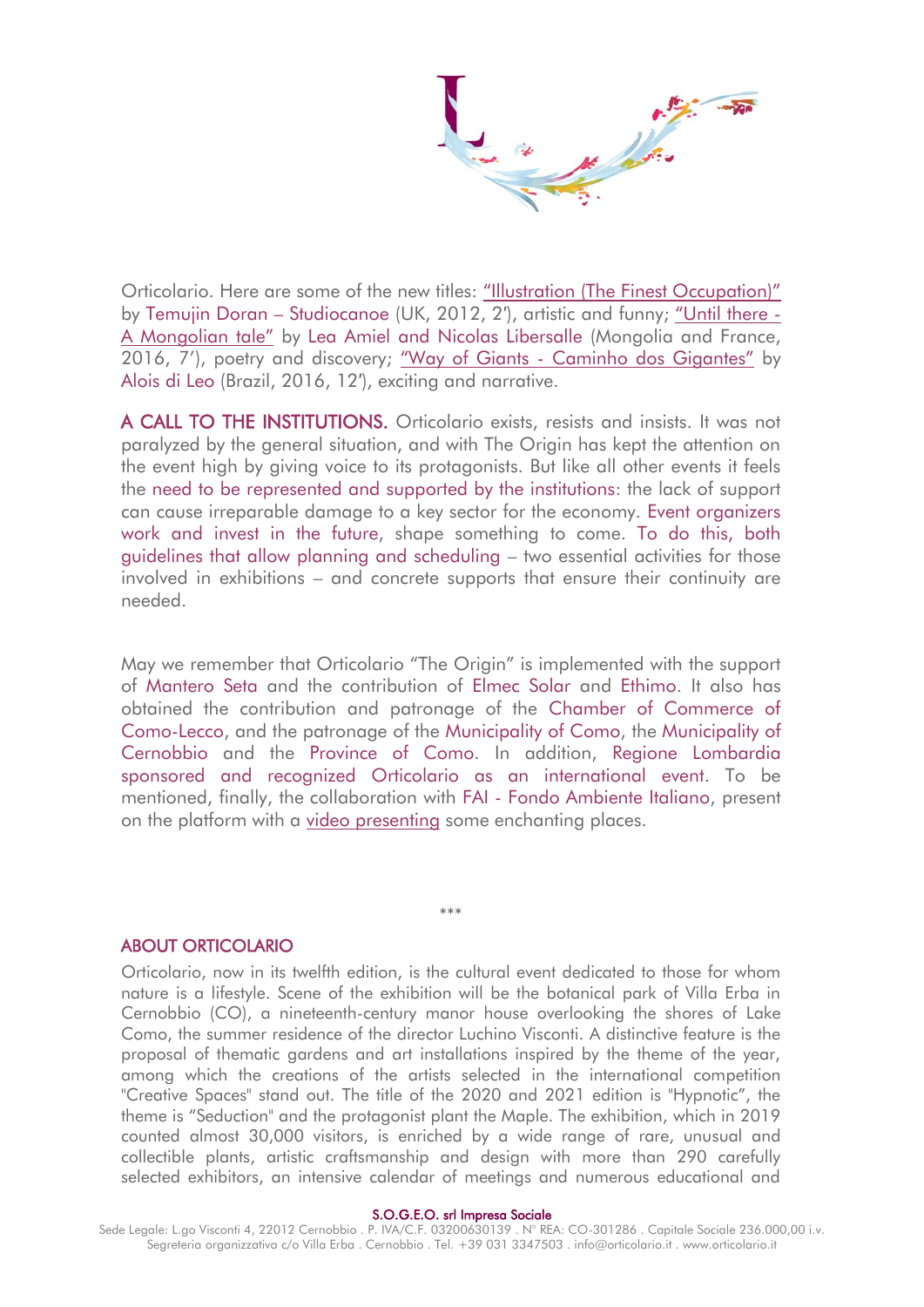Orticolario. Here are some of the new titles: "Illustration (The Finest Occupation)" by Temujin Doran – Studiocanoe (UK, 2012, 2'), artistic and funny; "Until there - A Mongolian tale" by Lea Amiel and Nicolas Libersalle (Mongolia and France, 2016, 7'), poetry and discovery; "Way of Giants - Caminho dos Gigantes" by Alois di Leo (Brazil, 2016, 12'), exciting and narrative.

**A CALL TO THE INSTITUTIONS.** Orticolario exists, resists and insists. It was not paralyzed by the general situation, and with The Origin has kept the attention on the event high by giving voice to its protagonists. But like all other events it feels the need to be represented and supported by the institutions: the lack of support can cause irreparable damage to a key sector for the economy. Event organizers work and invest in the future, shape something to come. To do this, both guidelines that allow planning and scheduling – two essential activities for those involved in exhibitions – and concrete supports that ensure their continuity are needed.

May we remember that Orticolario "The Origin" is implemented with the support of Mantero Seta and the contribution of Elmec Solar and Ethimo. It also has obtained the contribution and patronage of the Chamber of Commerce of Como-Lecco, and the patronage of the Municipality of Como, the Municipality of Cernobbio and the Province of Como. In addition, Regione Lombardia sponsored and recognized Orticolario as an international event. To be mentioned, finally, the collaboration with FAI - Fondo Ambiente Italiano, present on the platform with a video presenting some enchanting places.

***

## ABOUT ORTICOLARIO

Orticolario, now in its twelfth edition, is the cultural event dedicated to those for whom nature is a lifestyle. Scene of the exhibition will be the botanical park of Villa Erba in Cernobbio (CO), a nineteenth-century manor house overlooking the shores of Lake Como, the summer residence of the director Luchino Visconti. A distinctive feature is the proposal of thematic gardens and art installations inspired by the theme of the year, among which the creations of the artists selected in the international competition "Creative Spaces" stand out. The title of the 2020 and 2021 edition is "Hypnotic", the theme is "Seduction" and the protagonist plant the Maple. The exhibition, which in 2019 counted almost 30,000 visitors, is enriched by a wide range of rare, unusual and collectible plants, artistic craftsmanship and design with more than 290 carefully selected exhibitors, an intensive calendar of meetings and numerous educational and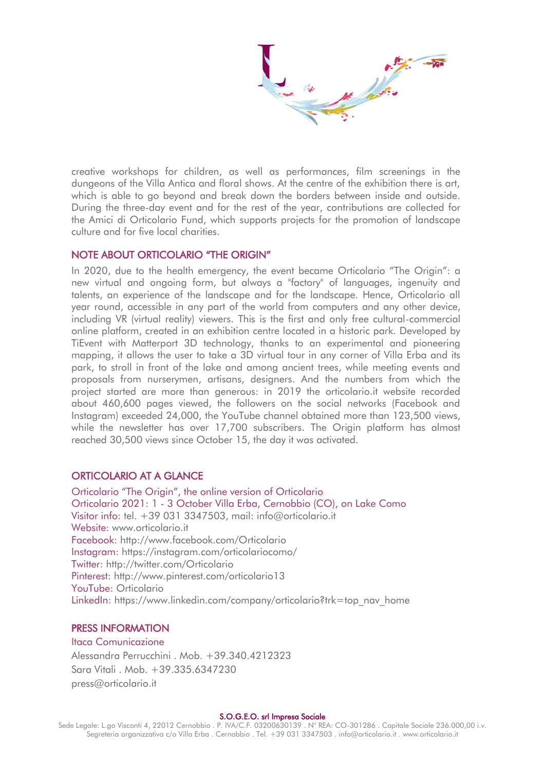creative workshops for children, as well as performances, film screenings in the dungeons of the Villa Antica and floral shows. At the centre of the exhibition there is art, which is able to go beyond and break down the borders between inside and outside. During the three-day event and for the rest of the year, contributions are collected for the Amici di Orticolario Fund, which supports projects for the promotion of landscape culture and for five local charities.

## NOTE ABOUT ORTICOLARIO “THE ORIGIN”

In 2020, due to the health emergency, the event became Orticolario “The Origin”: a new virtual and ongoing form, but always a "factory" of languages, ingenuity and talents, an experience of the landscape and for the landscape. Hence, Orticolario all year round, accessible in any part of the world from computers and any other device, including VR (virtual reality) viewers. This is the first and only free cultural-commercial online platform, created in an exhibition centre located in a historic park. Developed by TiEvent with Matterport 3D technology, thanks to an experimental and pioneering mapping, it allows the user to take a 3D virtual tour in any corner of Villa Erba and its park, to stroll in front of the lake and among ancient trees, while meeting events and proposals from nurserymen, artisans, designers. And the numbers from which the project started are more than generous: in 2019 the orticolario.it website recorded about 460,600 pages viewed, the followers on the social networks (Facebook and Instagram) exceeded 24,000, the YouTube channel obtained more than 123,500 views, while the newsletter has over 17,700 subscribers. The Origin platform has almost reached 30,500 views since October 15, the day it was activated.

## ORTICOLARIO AT A GLANCE

Orticolario “The Origin”, the online version of Orticolario
Orticolario 2021: 1 - 3 October Villa Erba, Cernobbio (CO), on Lake Como
Visitor info: tel. +39 031 3347503, mail: info@orticolario.it
Website: www.orticolario.it
Facebook: http://www.facebook.com/Orticolario
Instagram: https://instagram.com/orticolariocomo/
Twitter: http://twitter.com/Orticolario
Pinterest: http://www.pinterest.com/orticolario13
YouTube: Orticolario
LinkedIn: https://www.linkedin.com/company/orticolario?trk=top_nav_home

## PRESS INFORMATION

Itaca Comunicazione
Alessandra Perrucchini . Mob. +39.340.4212323
Sara Vitali . Mob. +39.335.6347230
press@orticolario.it

**S.O.G.E.O. srl Impresa Sociale**
Sede Legale: L.go Visconti 4, 22012 Cernobbio . P. IVA/C.F. 03200630139 . N° REA: CO-301286 . Capitale Sociale 236.000,00 i.v.
Segreteria organizzativa c/o Villa Erba . Cernobbio . Tel. +39 031 3347503 . info@orticolario.it . www.orticolario.it